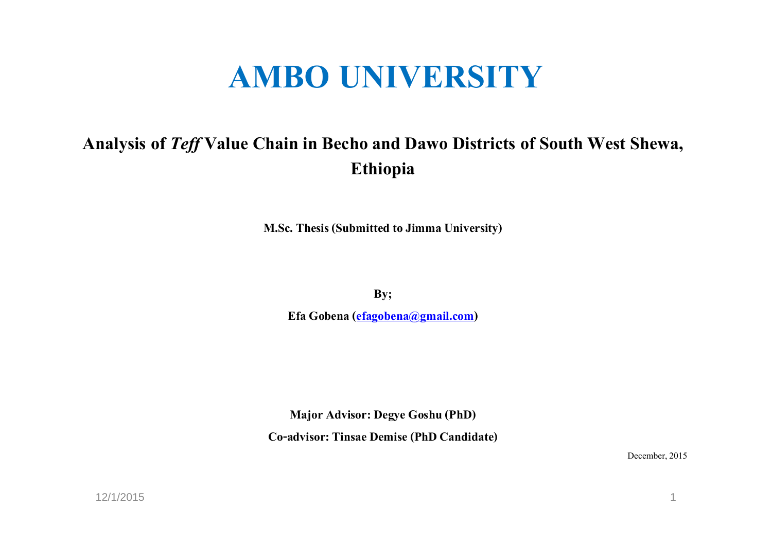# AMBO UNIVERSITY

## Analysis of *Teff* Value Chain in Becho and Dawo Districts of South West Shewa, Ethiopia

**M.Sc. Thesis (Submitted to Jimma University)**

**By;**

**Efa Gobena (efagobena@gmail.com)**

**Major Advisor: Degye Goshu (PhD)**

**Co-advisor: Tinsae Demise (PhD Candidate)**

December, 2015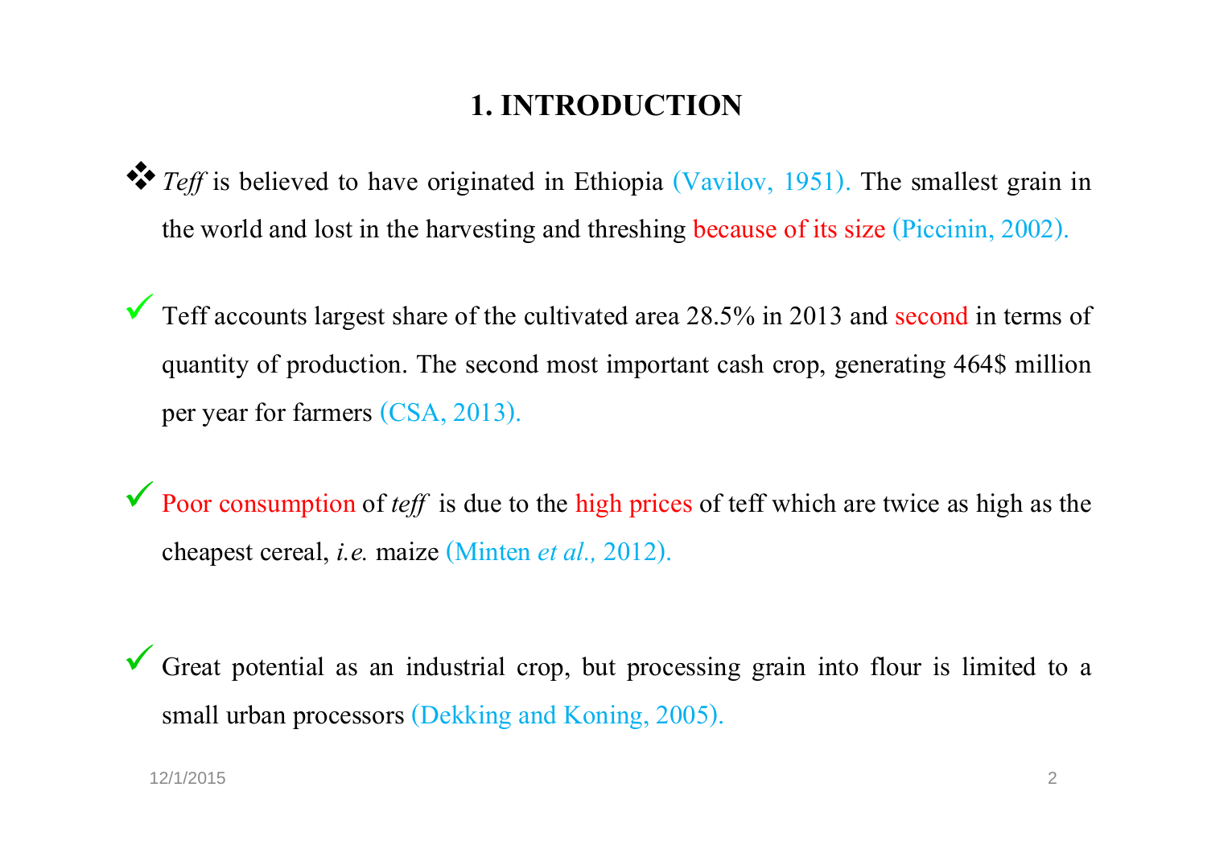# 1. INTRODUCTION

- *Teff* is believed to have originated in Ethiopia (Vavilov, 1951). The smallest grain in the world and lost in the harvesting and threshing because of its size (Piccinin, 2002).

- Teff accounts largest share of the cultivated area 28.5% in 2013 and second in terms of quantity of production. The second most important cash crop, generating 464$ million per year for farmers (CSA, 2013).

- Poor consumption of *teff* is due to the high prices of teff which are twice as high as the cheapest cereal, *i.e.* maize (Minten *et al.,* 2012).

- Great potential as an industrial crop, but processing grain into flour is limited to a small urban processors (Dekking and Koning, 2005).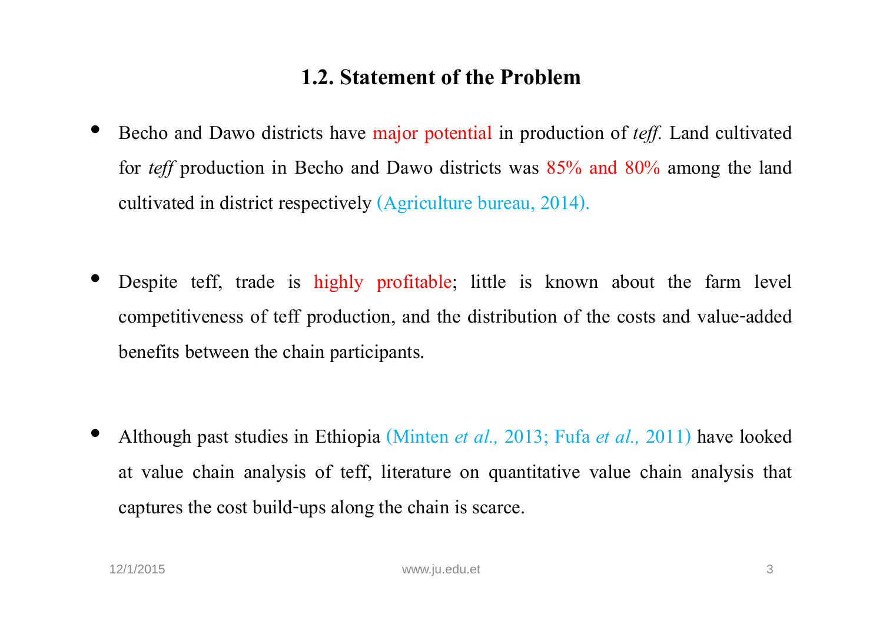## 1.2. Statement of the Problem

- Becho and Dawo districts have major potential in production of *teff*. Land cultivated for *teff* production in Becho and Dawo districts was 85% and 80% among the land cultivated in district respectively (Agriculture bureau, 2014).

- Despite teff, trade is highly profitable; little is known about the farm level competitiveness of teff production, and the distribution of the costs and value-added benefits between the chain participants.

- Although past studies in Ethiopia (Minten *et al.,* 2013; Fufa *et al.,* 2011) have looked at value chain analysis of teff, literature on quantitative value chain analysis that captures the cost build-ups along the chain is scarce.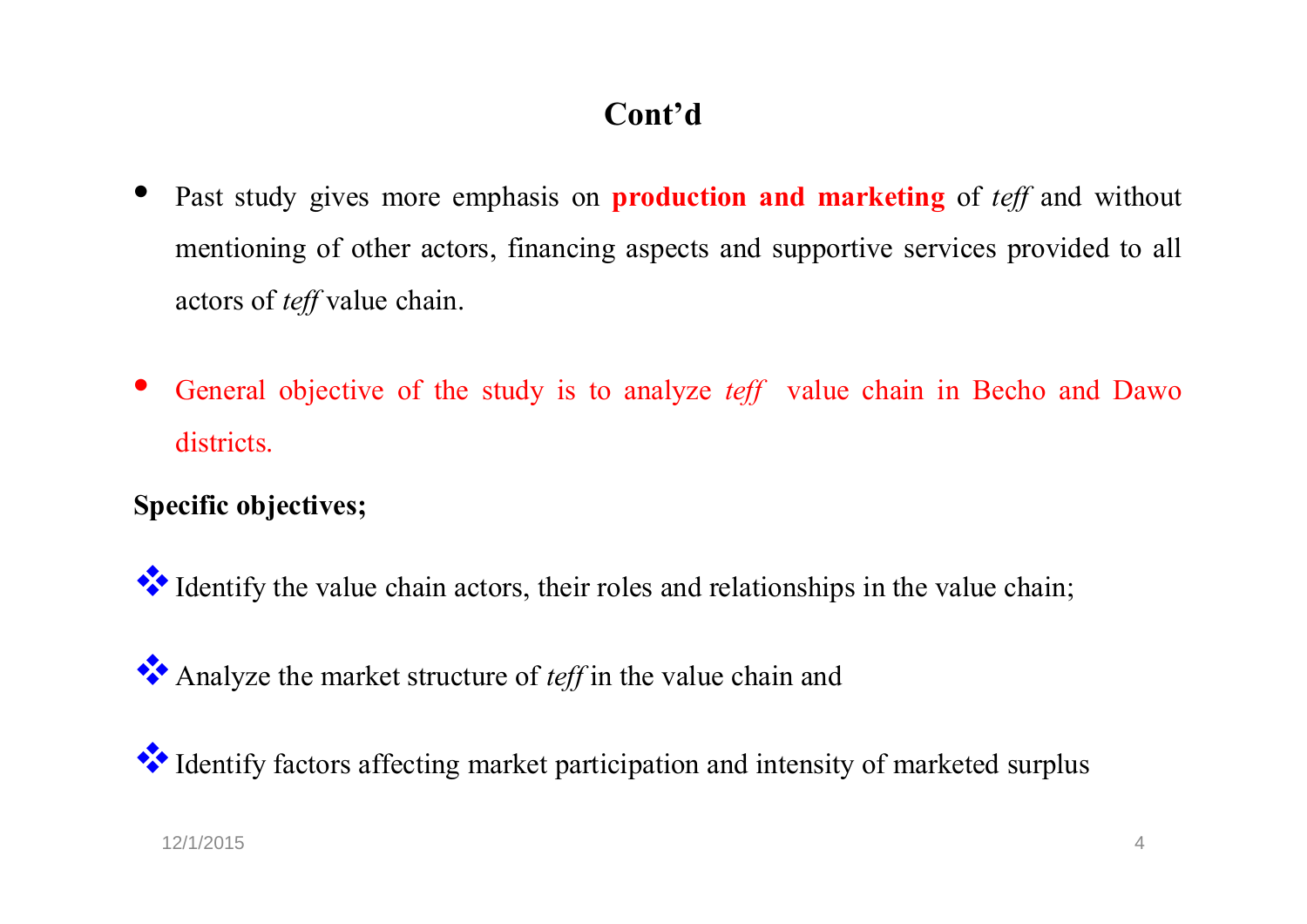# Cont'd

- Past study gives more emphasis on **production and marketing** of *teff* and without mentioning of other actors, financing aspects and supportive services provided to all actors of *teff* value chain.

- General objective of the study is to analyze *teff* value chain in Becho and Dawo districts.

**Specific objectives;**

- Identify the value chain actors, their roles and relationships in the value chain;
- Analyze the market structure of *teff* in the value chain and
- Identify factors affecting market participation and intensity of marketed surplus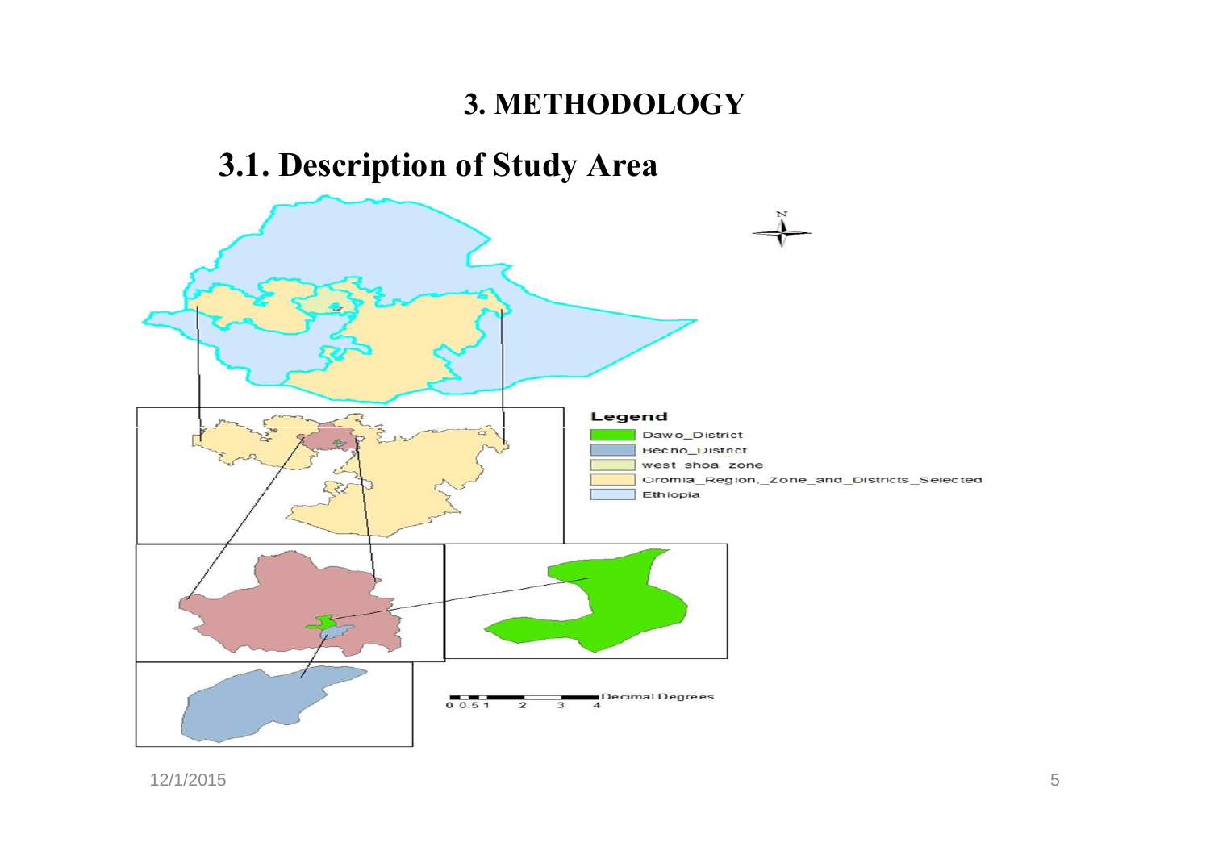# 3. METHODOLOGY

## 3.1. Description of Study Area

**Legend**

- Dawo_District
- Becho_District
- west_shoa_zone
- Oromia_Region,_Zone_and_Districts_Selected
- Ethiopia

0 0.5 1 2 3 4 Decimal Degrees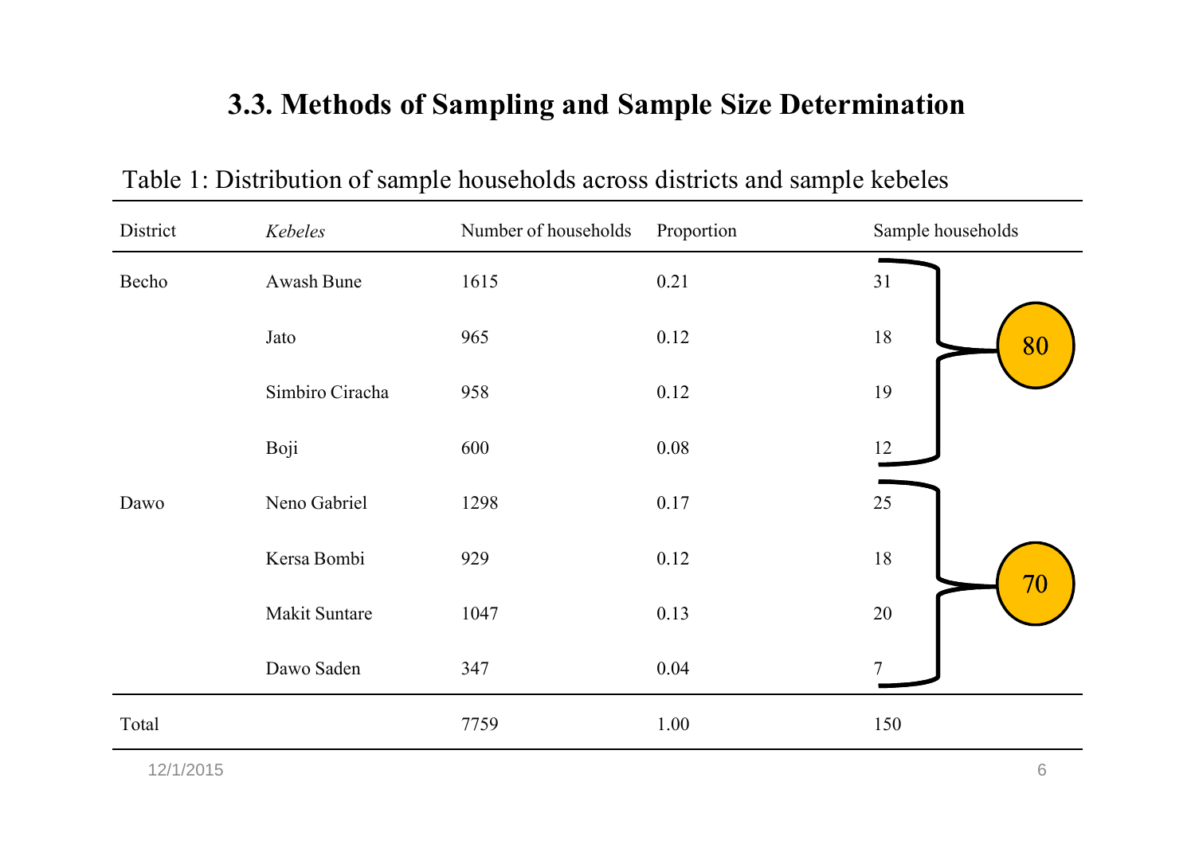## 3.3. Methods of Sampling and Sample Size Determination

Table 1: Distribution of sample households across districts and sample kebeles

| District | *Kebeles* | Number of households | Proportion | Sample households | |
|---|---|---|---|---|---|
| Becho | Awash Bune | 1615 | 0.21 | 31 | 80 |
| | Jato | 965 | 0.12 | 18 | |
| | Simbiro Ciracha | 958 | 0.12 | 19 | |
| | Boji | 600 | 0.08 | 12 | |
| Dawo | Neno Gabriel | 1298 | 0.17 | 25 | 70 |
| | Kersa Bombi | 929 | 0.12 | 18 | |
| | Makit Suntare | 1047 | 0.13 | 20 | |
| | Dawo Saden | 347 | 0.04 | 7 | |
| Total | | 7759 | 1.00 | 150 | |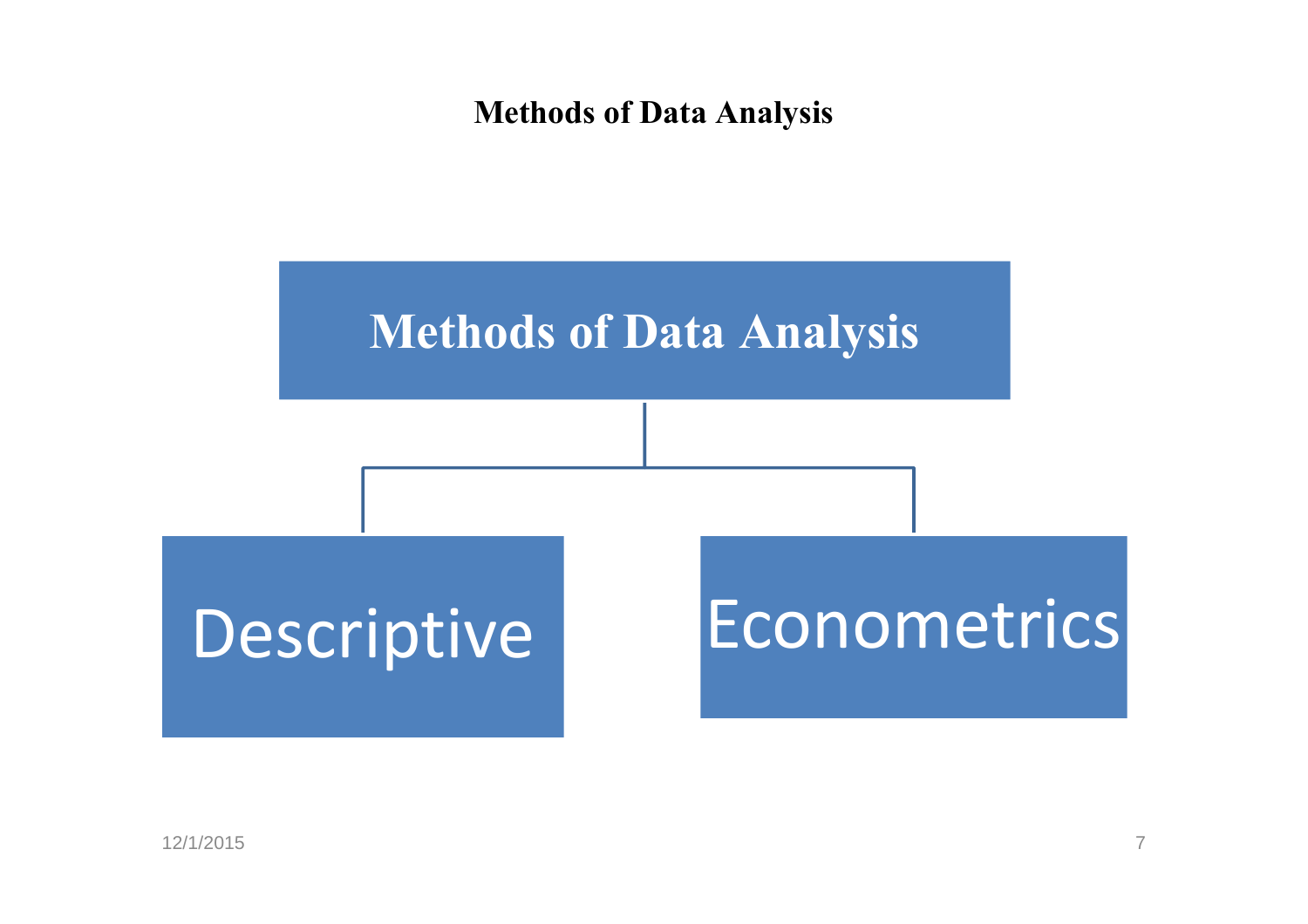**Methods of Data Analysis**

- Methods of Data Analysis
  - Descriptive
  - Econometrics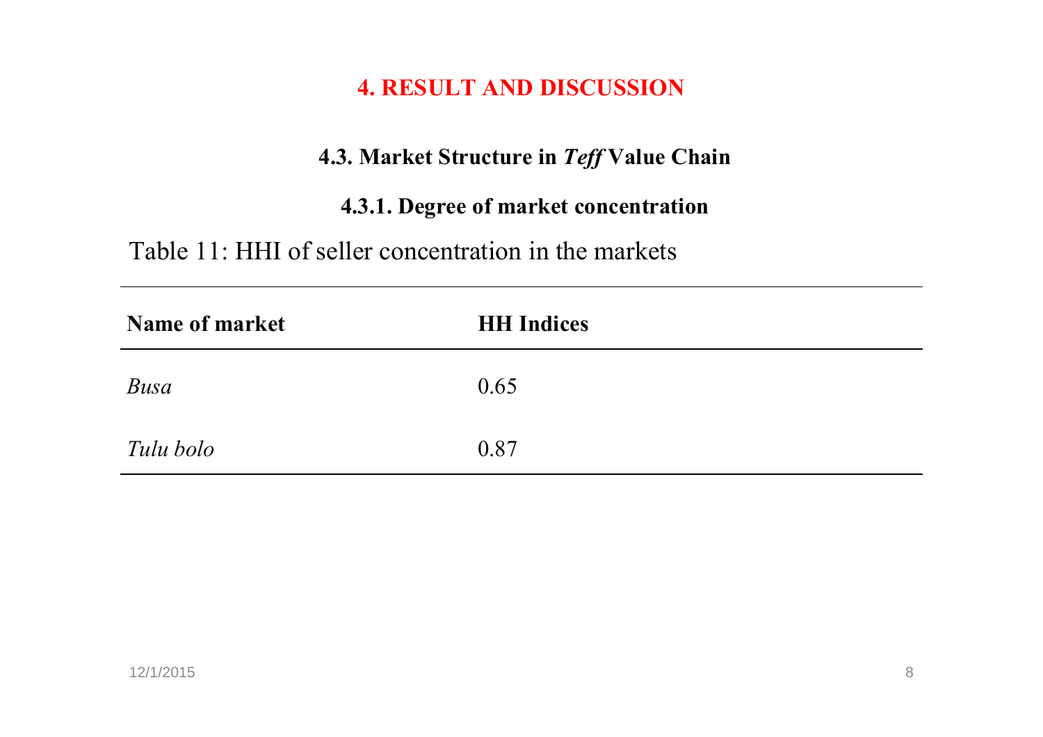# 4. RESULT AND DISCUSSION

## 4.3. Market Structure in *Teff* Value Chain

### 4.3.1. Degree of market concentration

Table 11: HHI of seller concentration in the markets

| Name of market | HH Indices |
|---|---|
| *Busa* | 0.65 |
| *Tulu bolo* | 0.87 |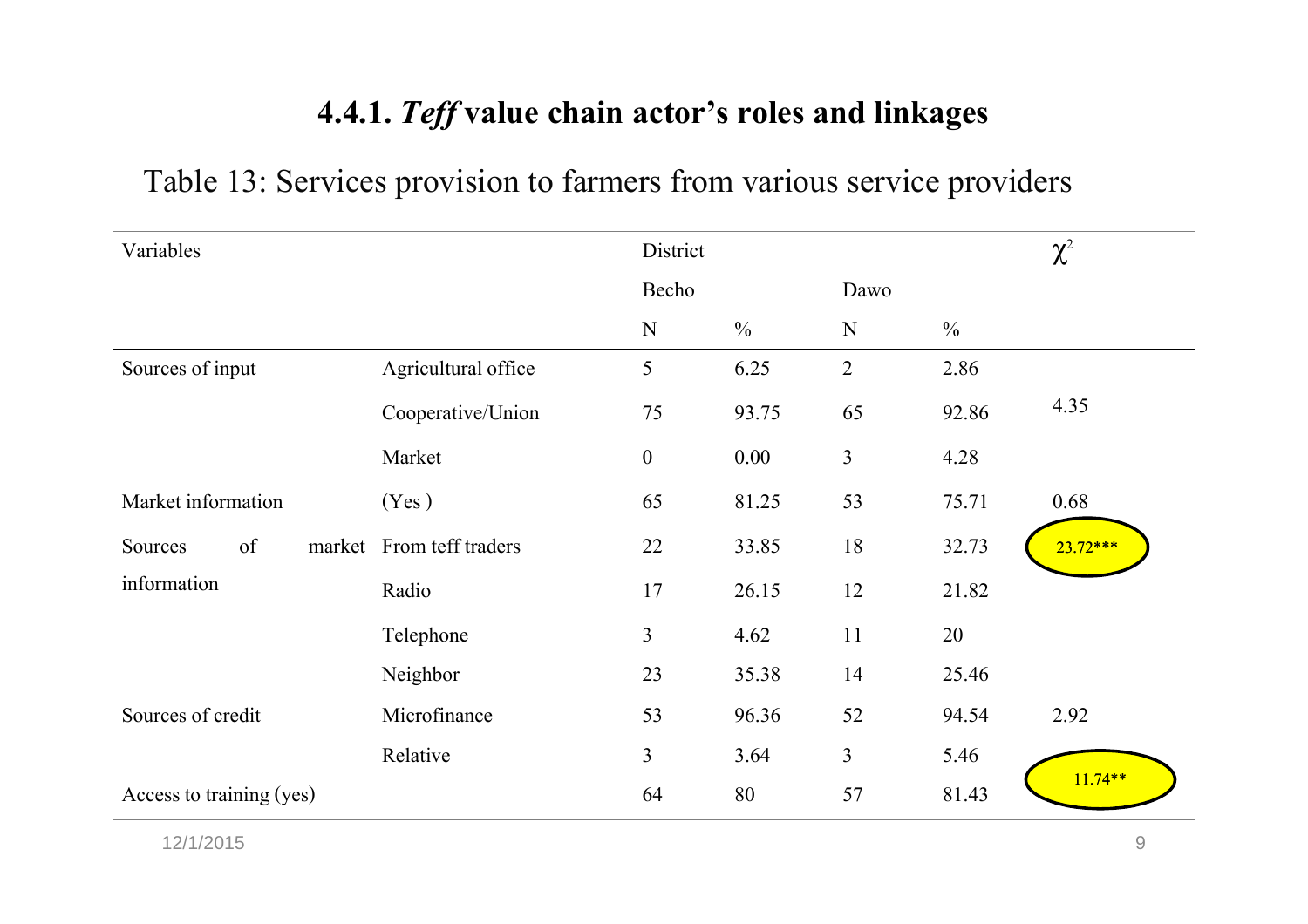### 4.4.1. *Teff* value chain actor's roles and linkages

Table 13: Services provision to farmers from various service providers

| Variables | | District | | | | $\chi^2$ |
|---|---|---|---|---|---|---|
| | | Becho | | Dawo | | |
| | | N | % | N | % | |
| Sources of input | Agricultural office | 5 | 6.25 | 2 | 2.86 | |
| | Cooperative/Union | 75 | 93.75 | 65 | 92.86 | 4.35 |
| | Market | 0 | 0.00 | 3 | 4.28 | |
| Market information | (Yes ) | 65 | 81.25 | 53 | 75.71 | 0.68 |
| Sources of market information | From teff traders | 22 | 33.85 | 18 | 32.73 | 23.72*** |
| | Radio | 17 | 26.15 | 12 | 21.82 | |
| | Telephone | 3 | 4.62 | 11 | 20 | |
| | Neighbor | 23 | 35.38 | 14 | 25.46 | |
| Sources of credit | Microfinance | 53 | 96.36 | 52 | 94.54 | 2.92 |
| | Relative | 3 | 3.64 | 3 | 5.46 | |
| Access to training (yes) | | 64 | 80 | 57 | 81.43 | 11.74** |

12/1/2015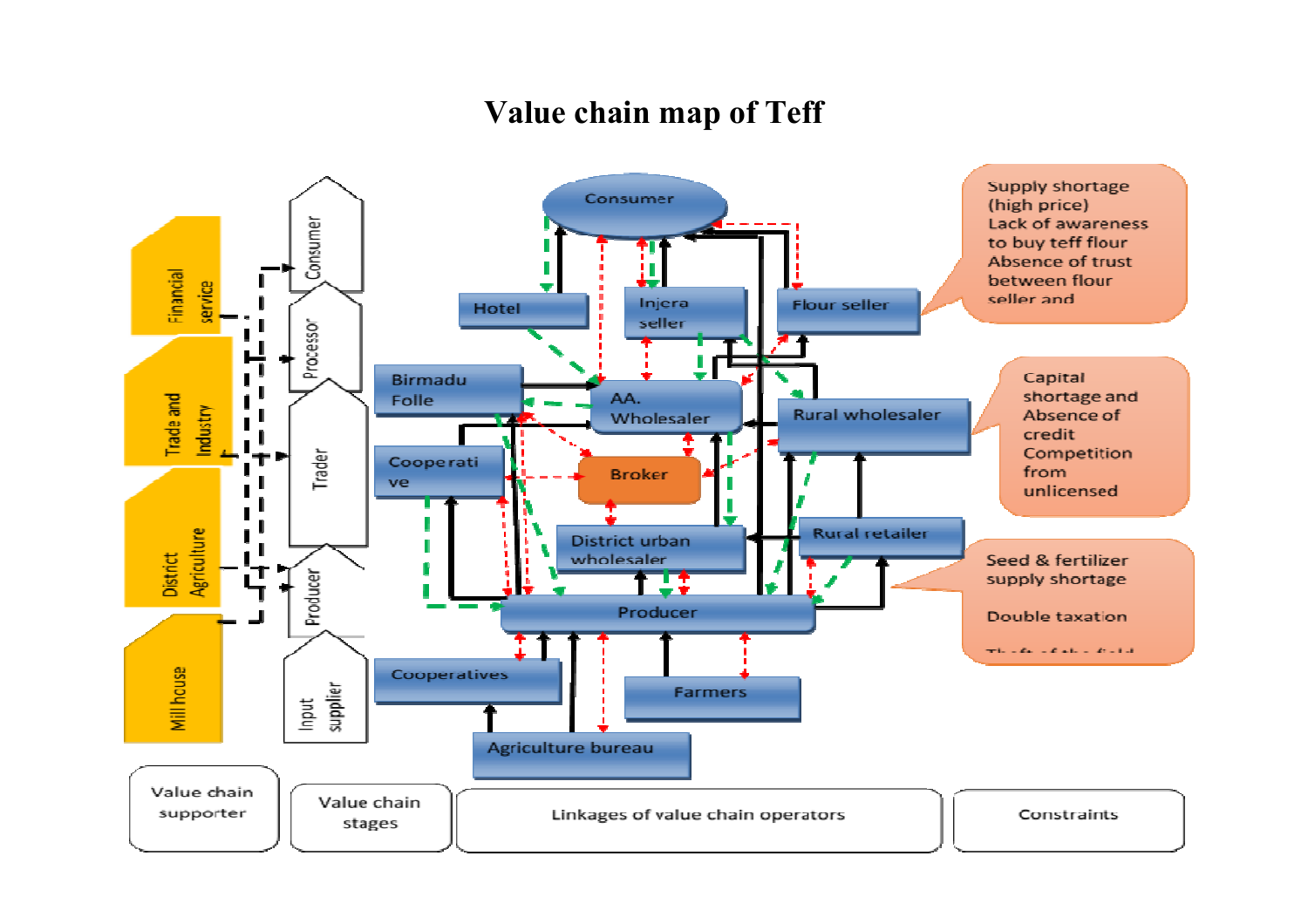# Value chain map of Teff

| Value chain supporter | Value chain stages | Linkages of value chain operators | Constraints |
|---|---|---|---|
| Financial service | Consumer | Consumer | Supply shortage (high price) Lack of awareness to buy teff flour Absence of trust between flour seller and |
| Trade and Industry | Processor | Hotel, Injera seller, Flour seller | |
| District Agriculture | Trader | Birmadu Folle, AA. Wholesaler, Rural wholesaler, Cooperative, Broker, District urban wholesaler, Rural retailer | Capital shortage and Absence of credit Competition from unlicensed |
| Mill house | Producer | Producer | Seed & fertilizer supply shortage Double taxation Theft of the field |
| | Input supplier | Cooperatives, Farmers, Agriculture bureau | |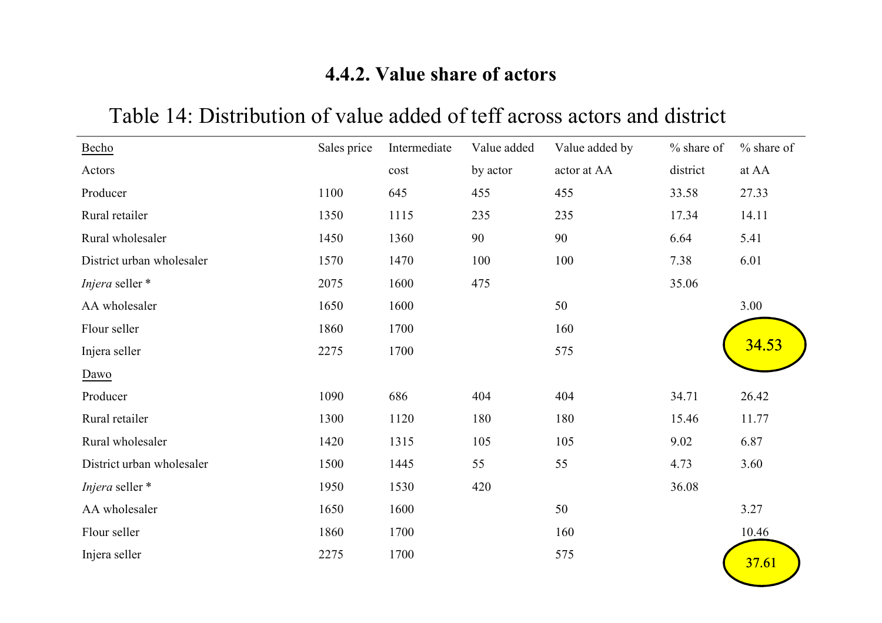### 4.4.2. Value share of actors

Table 14: Distribution of value added of teff across actors and district

| Becho | Sales price | Intermediate cost | Value added by actor | Value added by actor at AA | % share of district | % share of at AA |
|---|---|---|---|---|---|---|
| Actors | | | | | | |
| Producer | 1100 | 645 | 455 | 455 | 33.58 | 27.33 |
| Rural retailer | 1350 | 1115 | 235 | 235 | 17.34 | 14.11 |
| Rural wholesaler | 1450 | 1360 | 90 | 90 | 6.64 | 5.41 |
| District urban wholesaler | 1570 | 1470 | 100 | 100 | 7.38 | 6.01 |
| *Injera* seller * | 2075 | 1600 | 475 | | 35.06 | |
| AA wholesaler | 1650 | 1600 | | 50 | | 3.00 |
| Flour seller | 1860 | 1700 | | 160 | | |
| Injera seller | 2275 | 1700 | | 575 | | 34.53 |
| Dawo | | | | | | |
| Producer | 1090 | 686 | 404 | 404 | 34.71 | 26.42 |
| Rural retailer | 1300 | 1120 | 180 | 180 | 15.46 | 11.77 |
| Rural wholesaler | 1420 | 1315 | 105 | 105 | 9.02 | 6.87 |
| District urban wholesaler | 1500 | 1445 | 55 | 55 | 4.73 | 3.60 |
| *Injera* seller * | 1950 | 1530 | 420 | | 36.08 | |
| AA wholesaler | 1650 | 1600 | | 50 | | 3.27 |
| Flour seller | 1860 | 1700 | | 160 | | 10.46 |
| Injera seller | 2275 | 1700 | | 575 | | 37.61 |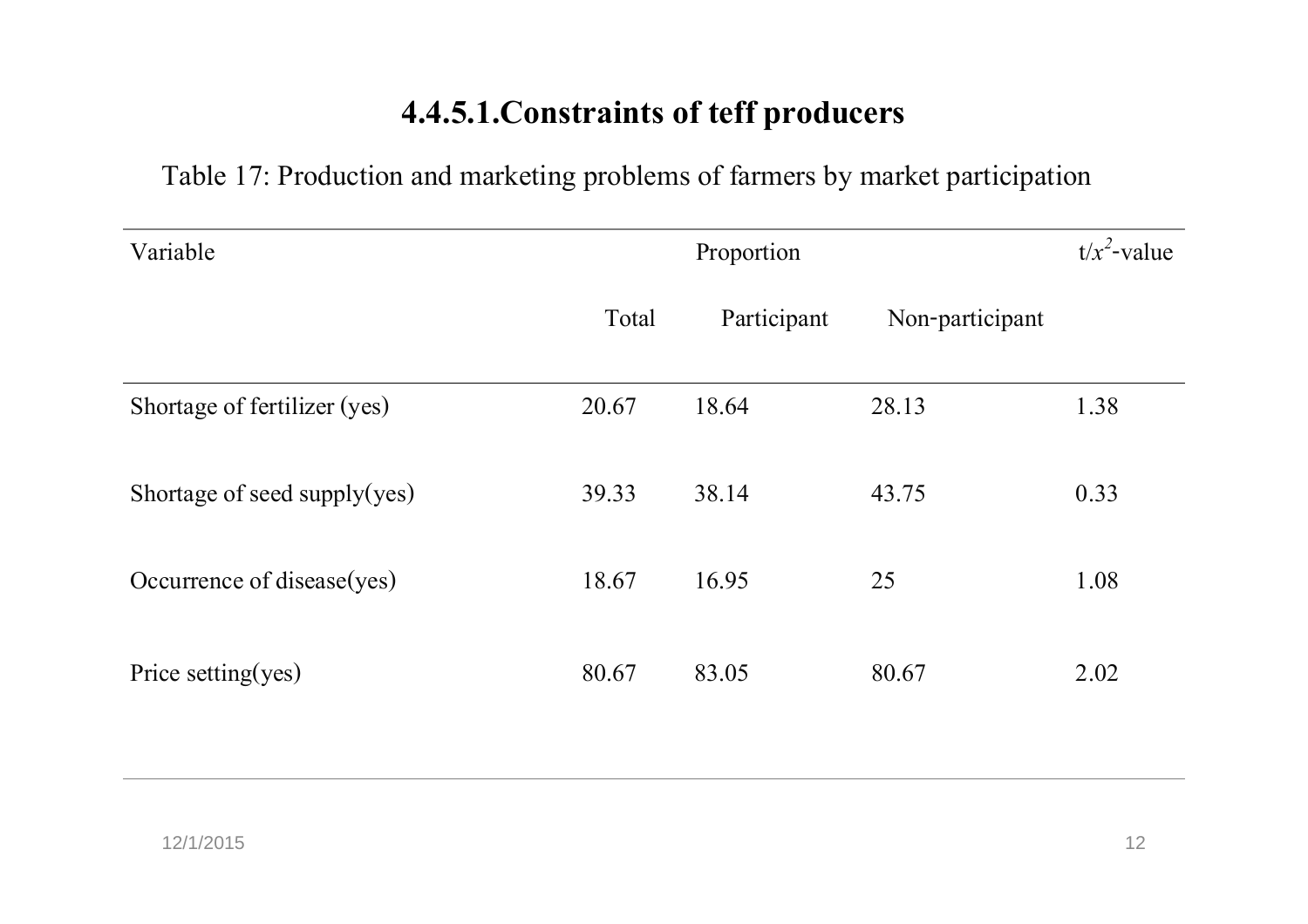## 4.4.5.1.Constraints of teff producers

Table 17: Production and marketing problems of farmers by market participation

| Variable | Proportion | | | $t/x^2$-value |
|---|---|---|---|---|
| | Total | Participant | Non-participant | |
| Shortage of fertilizer (yes) | 20.67 | 18.64 | 28.13 | 1.38 |
| Shortage of seed supply(yes) | 39.33 | 38.14 | 43.75 | 0.33 |
| Occurrence of disease(yes) | 18.67 | 16.95 | 25 | 1.08 |
| Price setting(yes) | 80.67 | 83.05 | 80.67 | 2.02 |

12/1/2015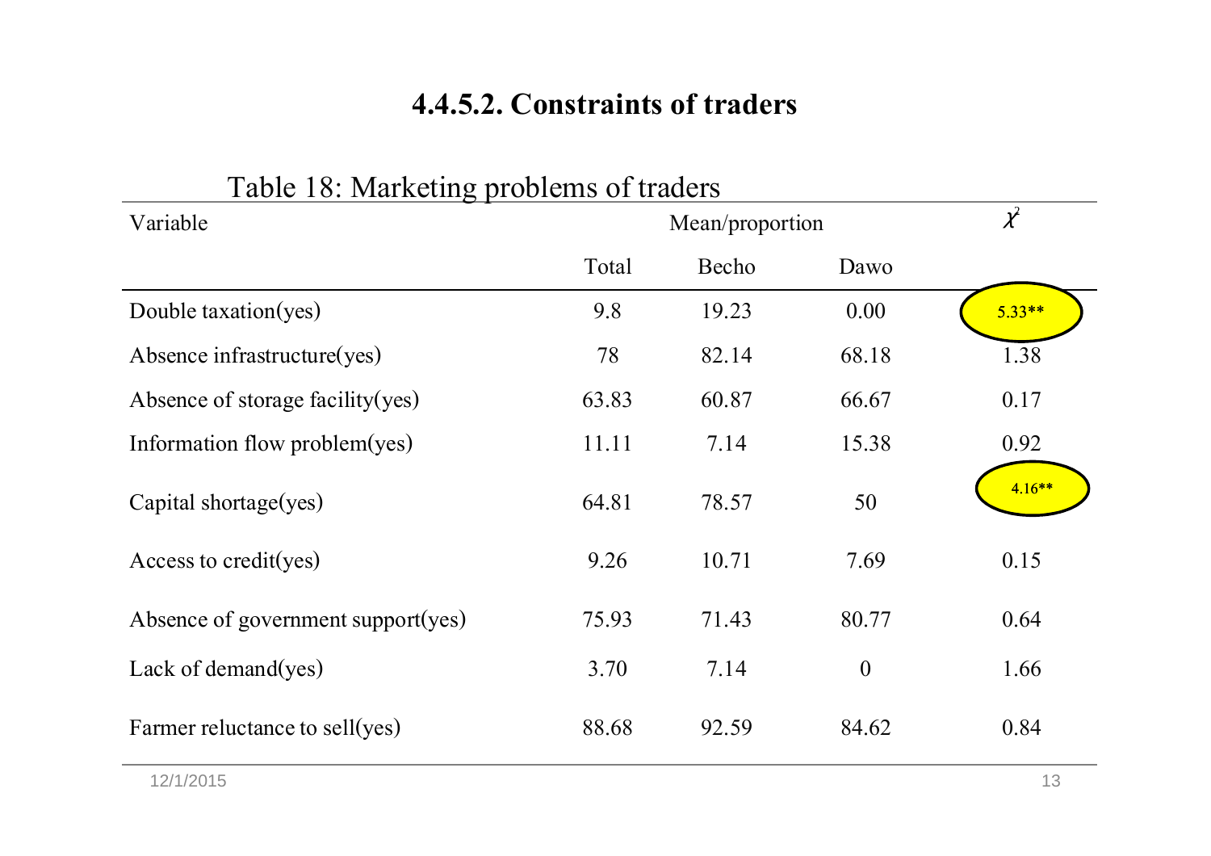## 4.4.5.2. Constraints of traders

Table 18: Marketing problems of traders

| Variable | Mean/proportion | | | $\chi^2$ |
|---|---|---|---|---|
| | Total | Becho | Dawo | |
| Double taxation(yes) | 9.8 | 19.23 | 0.00 | 5.33** |
| Absence infrastructure(yes) | 78 | 82.14 | 68.18 | 1.38 |
| Absence of storage facility(yes) | 63.83 | 60.87 | 66.67 | 0.17 |
| Information flow problem(yes) | 11.11 | 7.14 | 15.38 | 0.92 |
| Capital shortage(yes) | 64.81 | 78.57 | 50 | 4.16** |
| Access to credit(yes) | 9.26 | 10.71 | 7.69 | 0.15 |
| Absence of government support(yes) | 75.93 | 71.43 | 80.77 | 0.64 |
| Lack of demand(yes) | 3.70 | 7.14 | 0 | 1.66 |
| Farmer reluctance to sell(yes) | 88.68 | 92.59 | 84.62 | 0.84 |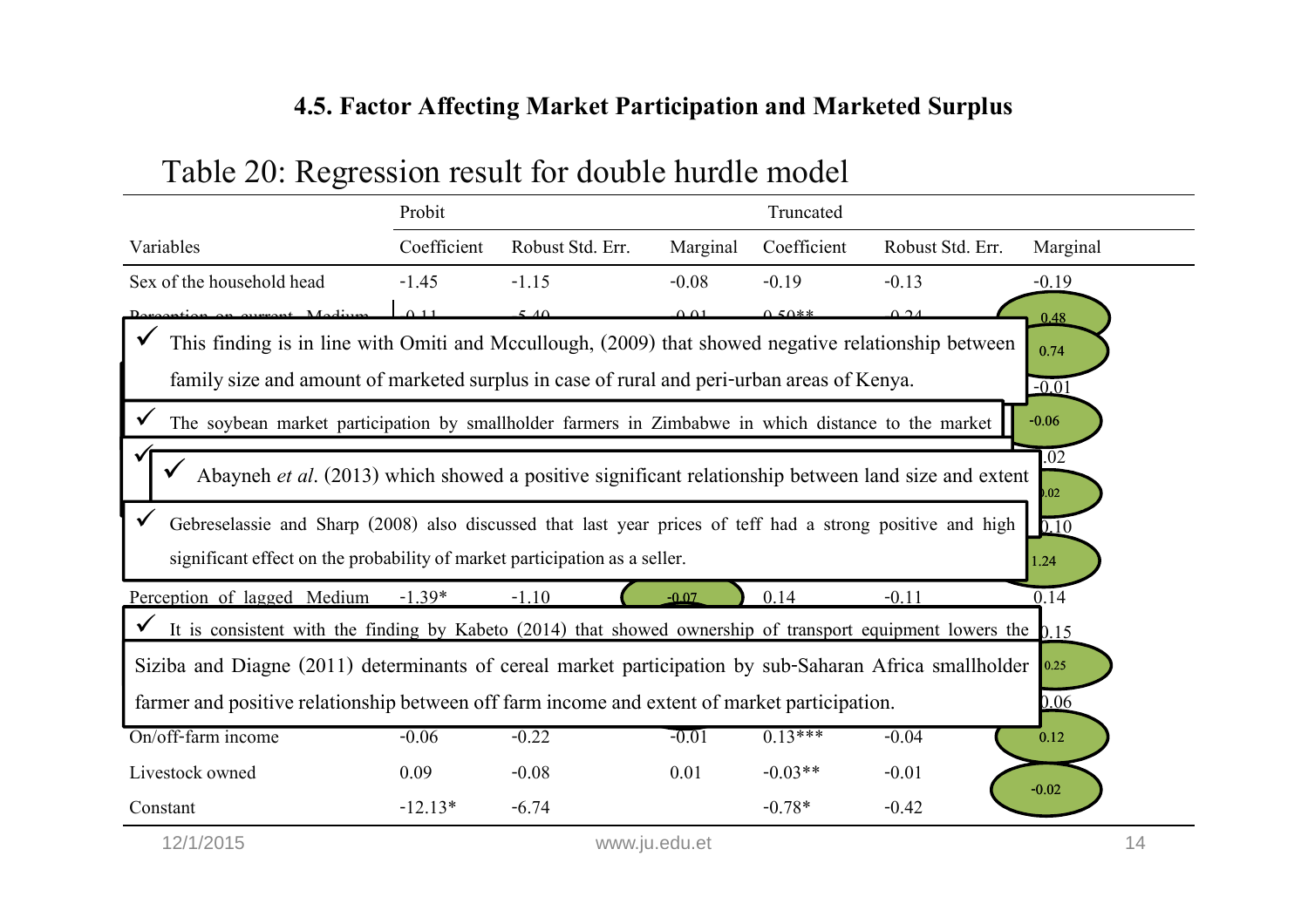### 4.5. Factor Affecting Market Participation and Marketed Surplus

Table 20: Regression result for double hurdle model

| | Probit | | | Truncated | | |
|---|---|---|---|---|---|---|
| Variables | Coefficient | Robust Std. Err. | Marginal | Coefficient | Robust Std. Err. | Marginal |
| Sex of the household head | -1.45 | -1.15 | -0.08 | -0.19 | -0.13 | -0.19 |
| Perception on current Medium | 0.11 | 5.40 | 0.01 | 0.50** | 0.24 | 0.48 |
| | | | | | | 0.74 |
| | | | | | | -0.01 |
| | | | | | | -0.06 |
| | | | | | | .02 |
| | | | | | | .02 |
| | | | | | | 0.10 |
| | | | | | | 1.24 |
| Perception of lagged Medium | -1.39* | -1.10 | -0.07 | 0.14 | -0.11 | 0.14 |
| | | | | | | 0.15 |
| | | | | | | 0.25 |
| | | | | | | 0.06 |
| On/off-farm income | -0.06 | -0.22 | -0.01 | 0.13*** | -0.04 | 0.12 |
| Livestock owned | 0.09 | -0.08 | 0.01 | -0.03** | -0.01 | -0.02 |
| Constant | -12.13* | -6.74 | | -0.78* | -0.42 | |

- ✓ This finding is in line with Omiti and Mccullough, (2009) that showed negative relationship between family size and amount of marketed surplus in case of rural and peri-urban areas of Kenya.
- ✓ The soybean market participation by smallholder farmers in Zimbabwe in which distance to the market
- ✓ Abayneh *et al*. (2013) which showed a positive significant relationship between land size and extent
- ✓ Gebreselassie and Sharp (2008) also discussed that last year prices of teff had a strong positive and high significant effect on the probability of market participation as a seller.
- ✓ It is consistent with the finding by Kabeto (2014) that showed ownership of transport equipment lowers the

Siziba and Diagne (2011) determinants of cereal market participation by sub-Saharan Africa smallholder farmer and positive relationship between off farm income and extent of market participation.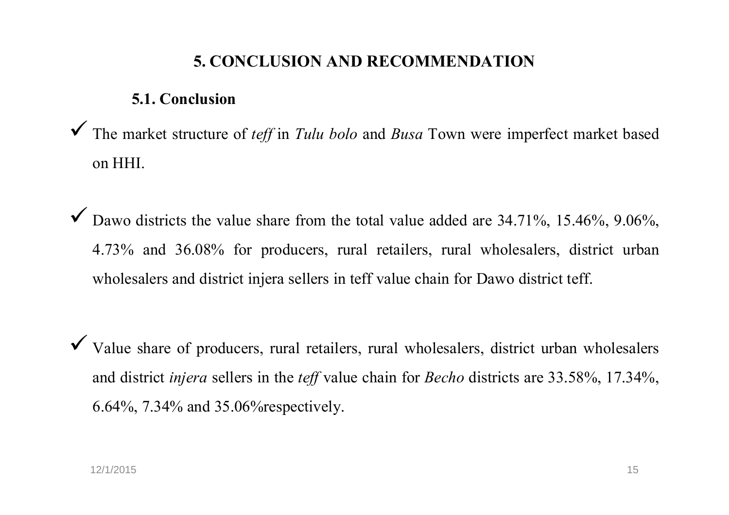# 5. CONCLUSION AND RECOMMENDATION

## 5.1. Conclusion

- ✓ The market structure of *teff* in *Tulu bolo* and *Busa* Town were imperfect market based on HHI.

- ✓ Dawo districts the value share from the total value added are 34.71%, 15.46%, 9.06%, 4.73% and 36.08% for producers, rural retailers, rural wholesalers, district urban wholesalers and district injera sellers in teff value chain for Dawo district teff.

- ✓ Value share of producers, rural retailers, rural wholesalers, district urban wholesalers and district *injera* sellers in the *teff* value chain for *Becho* districts are 33.58%, 17.34%, 6.64%, 7.34% and 35.06%respectively.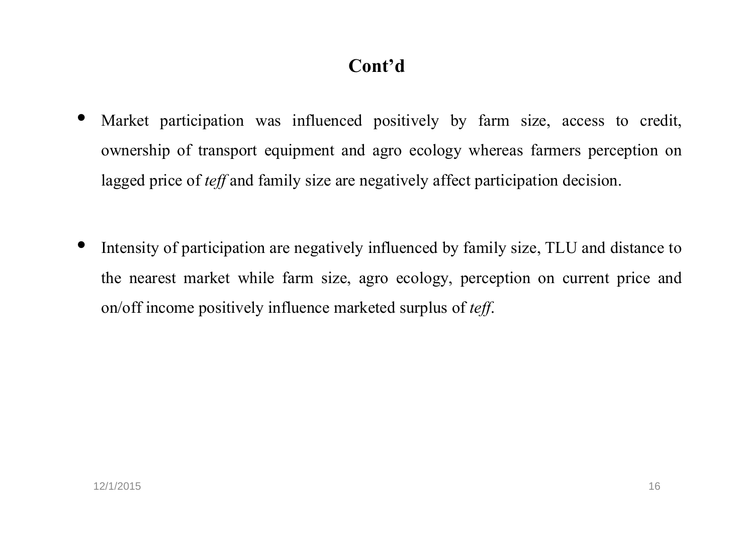## Cont'd

- Market participation was influenced positively by farm size, access to credit, ownership of transport equipment and agro ecology whereas farmers perception on lagged price of *teff* and family size are negatively affect participation decision.

- Intensity of participation are negatively influenced by family size, TLU and distance to the nearest market while farm size, agro ecology, perception on current price and on/off income positively influence marketed surplus of *teff*.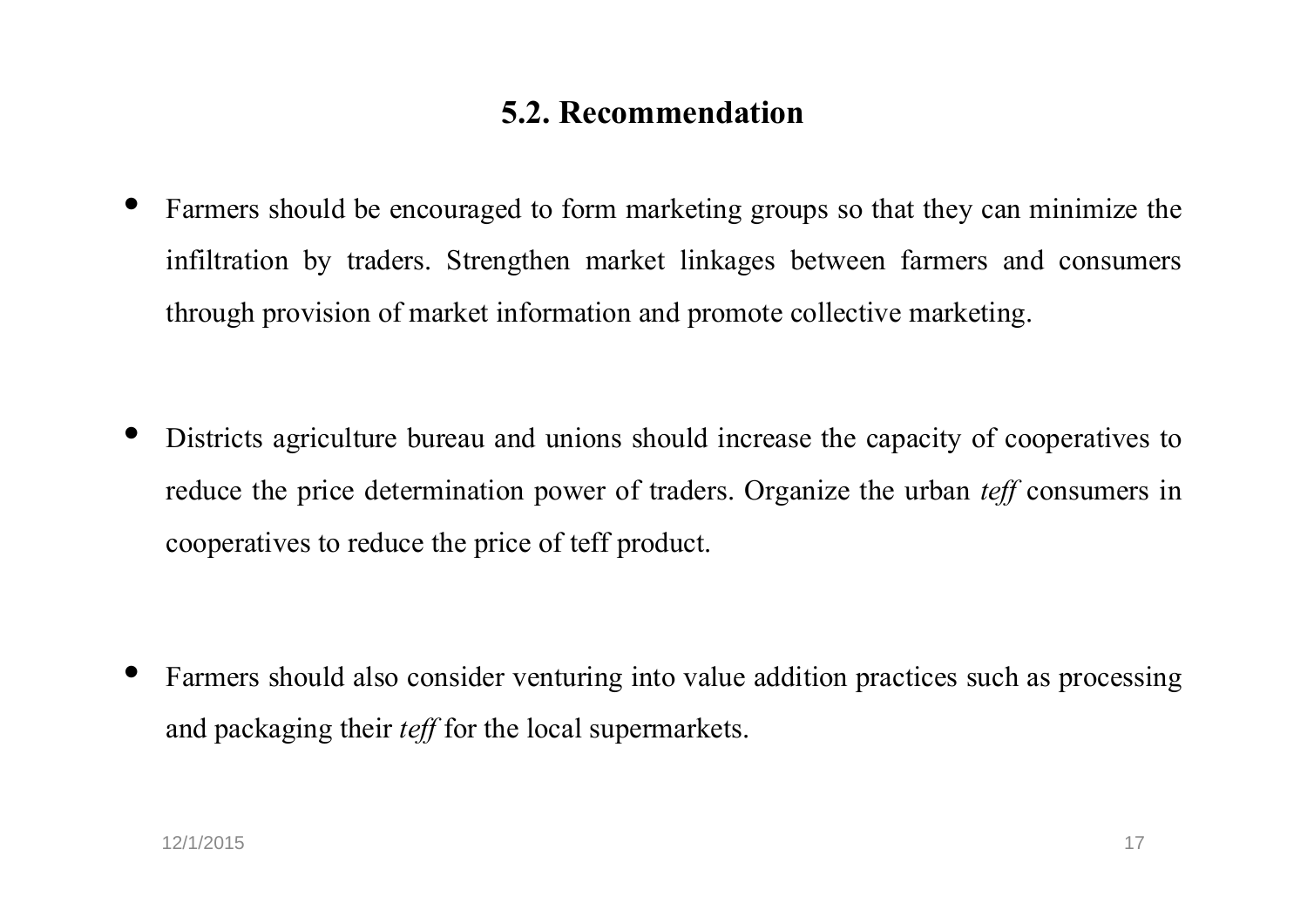## 5.2. Recommendation

- Farmers should be encouraged to form marketing groups so that they can minimize the infiltration by traders. Strengthen market linkages between farmers and consumers through provision of market information and promote collective marketing.

- Districts agriculture bureau and unions should increase the capacity of cooperatives to reduce the price determination power of traders. Organize the urban *teff* consumers in cooperatives to reduce the price of teff product.

- Farmers should also consider venturing into value addition practices such as processing and packaging their *teff* for the local supermarkets.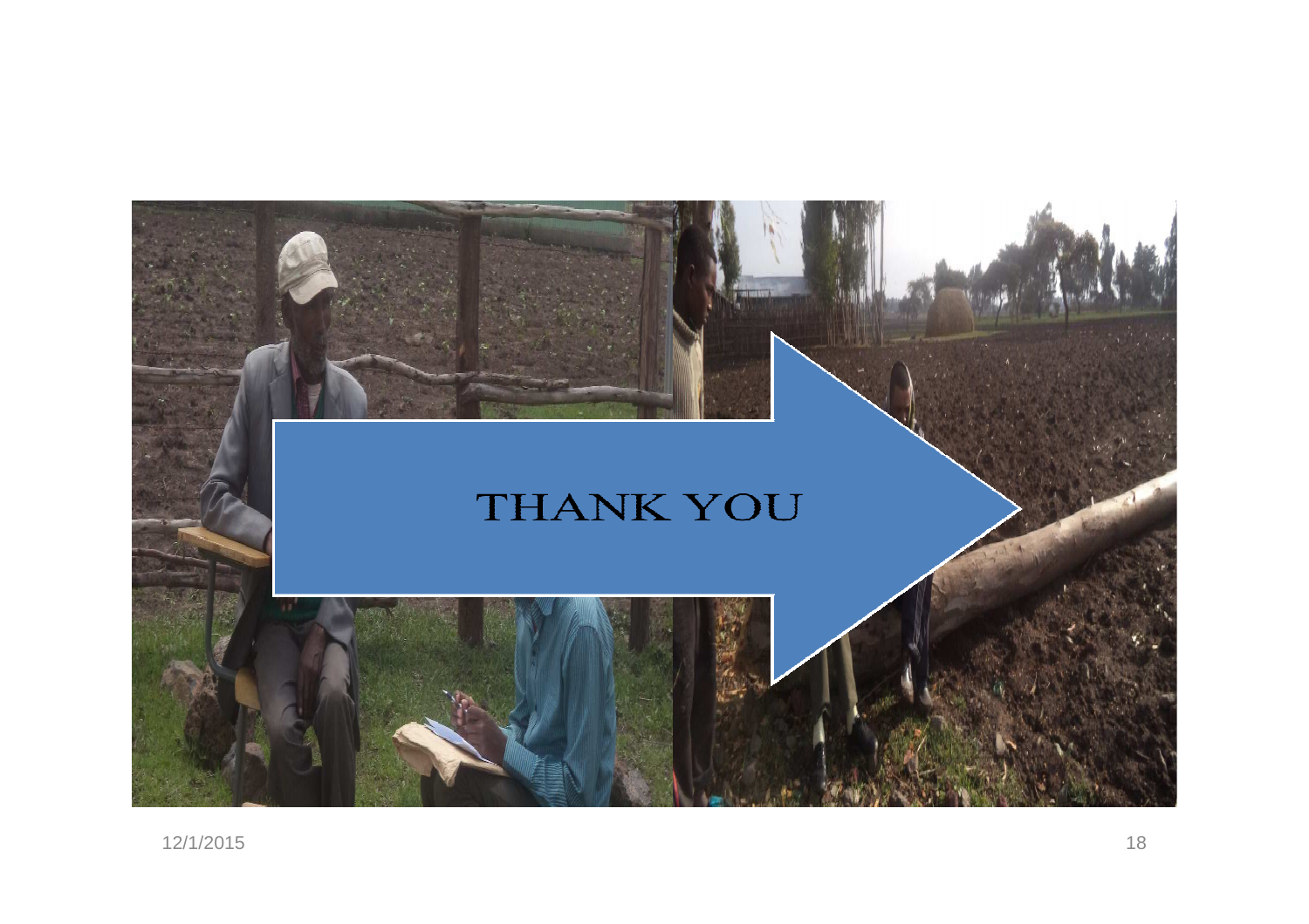THANK YOU